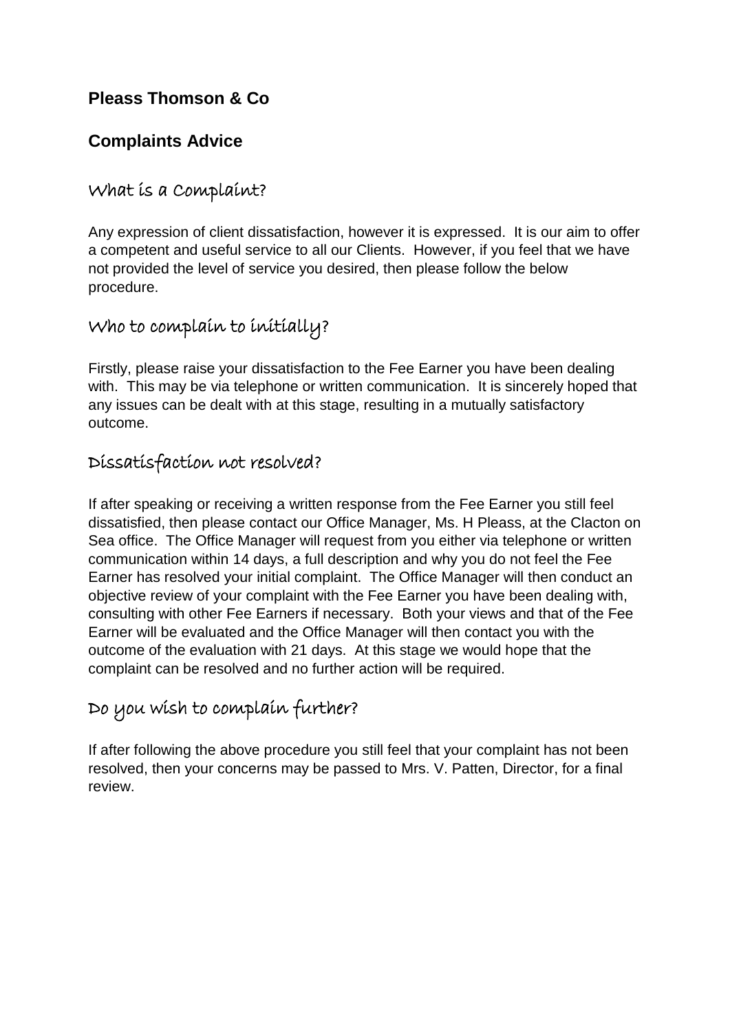## Pleass Thomson & Co

## Complaints Advice

### What is a Complaint?

Any expression of client dissatisfaction, however it is expressed. It is our aim to offer a competent and useful service to all our Clients. However, if you feel that we have not provided the level of service you desired, then please follow the below procedure.

### Who to complain to initially?

Firstly, please raise your dissatisfaction to the Fee Earner you have been dealing with. This may be via telephone or written communication. It is sincerely hoped that any issues can be dealt with at this stage, resulting in a mutually satisfactory outcome.

### Dissatisfaction not resolved?

If after speaking or receiving a written response from the Fee Earner you still feel dissatisfied, then please contact our Office Manager, Ms. H Pleass, at the Clacton on Sea office. The Office Manager will request from you either via telephone or written communication within 14 days, a full description and why you do not feel the Fee Earner has resolved your initial complaint. The Office Manager will then conduct an objective review of your complaint with the Fee Earner you have been dealing with, consulting with other Fee Earners if necessary. Both your views and that of the Fee Earner will be evaluated and the Office Manager will then contact you with the outcome of the evaluation with 21 days. At this stage we would hope that the complaint can be resolved and no further action will be required.

### Do you wish to complain further?

If after following the above procedure you still feel that your complaint has not been resolved, then your concerns may be passed to Mrs. V. Patten, Director, for a final review.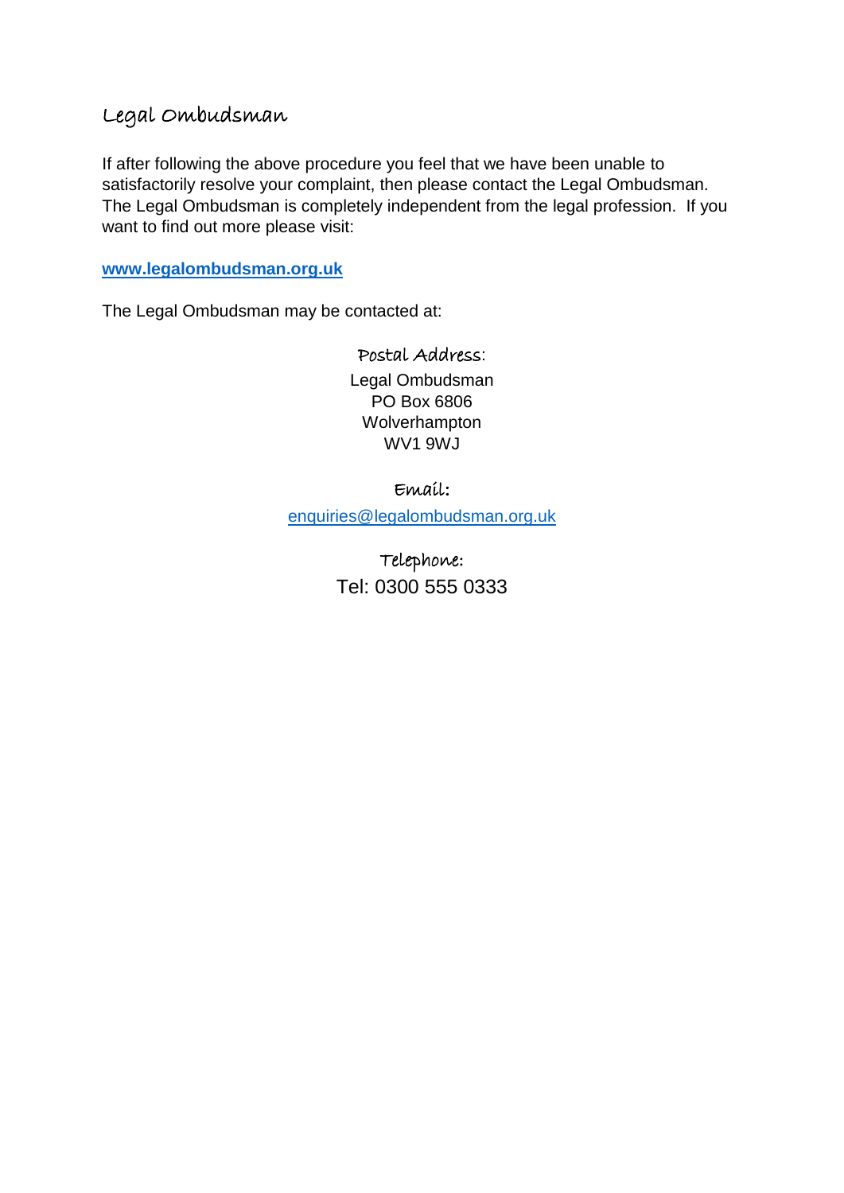## Legal Ombudsman

If after following the above procedure you feel that we have been unable to satisfactorily resolve your complaint, then please contact the Legal Ombudsman. The Legal Ombudsman is completely independent from the legal profession. If you want to find out more please visit:

**www.legalombudsman.org.uk**

The Legal Ombudsman may be contacted at:

Postal Address:

Legal Ombudsman
PO Box 6806
Wolverhampton
WV1 9WJ

Email:

enquiries@legalombudsman.org.uk

Telephone:

Tel: 0300 555 0333